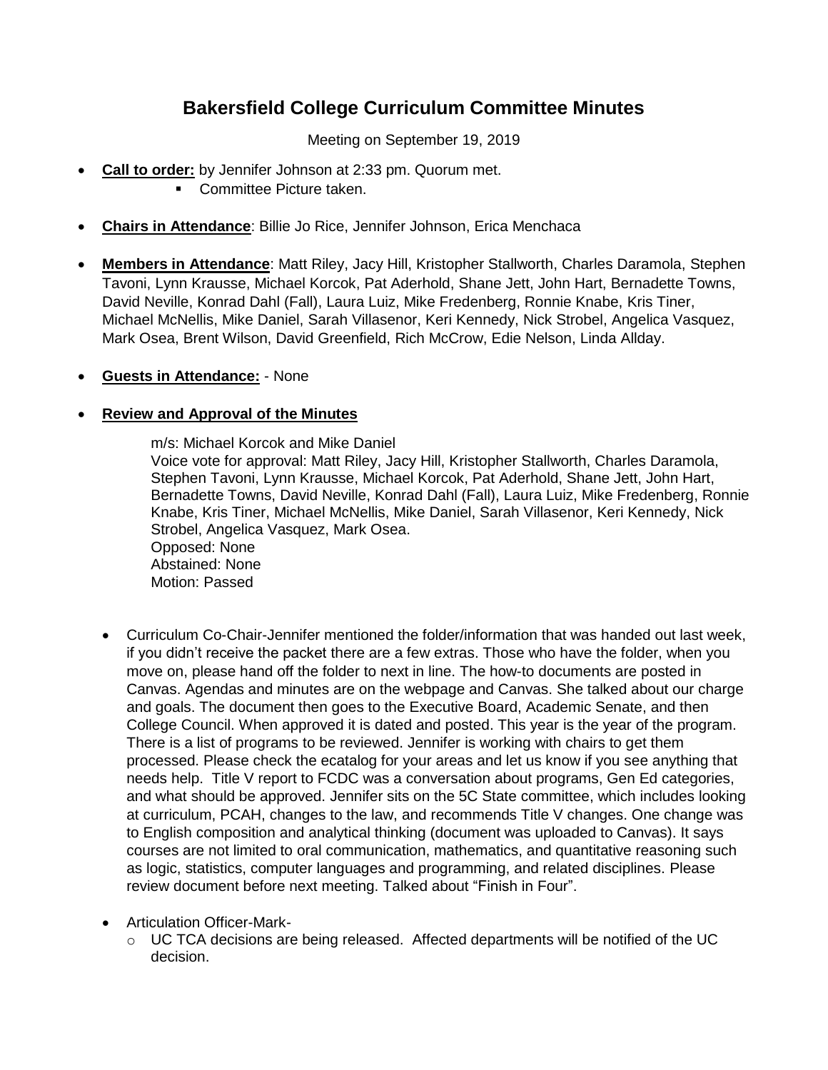# Bakersfield College Curriculum Committee Minutes

Meeting on September 19, 2019

- **Call to order:** by Jennifer Johnson at 2:33 pm. Quorum met.
  - Committee Picture taken.

- **Chairs in Attendance**: Billie Jo Rice, Jennifer Johnson, Erica Menchaca

- **Members in Attendance**: Matt Riley, Jacy Hill, Kristopher Stallworth, Charles Daramola, Stephen Tavoni, Lynn Krausse, Michael Korcok, Pat Aderhold, Shane Jett, John Hart, Bernadette Towns, David Neville, Konrad Dahl (Fall), Laura Luiz, Mike Fredenberg, Ronnie Knabe, Kris Tiner, Michael McNellis, Mike Daniel, Sarah Villasenor, Keri Kennedy, Nick Strobel, Angelica Vasquez, Mark Osea, Brent Wilson, David Greenfield, Rich McCrow, Edie Nelson, Linda Allday.

- **Guests in Attendance:** - None

- **Review and Approval of the Minutes**

  m/s: Michael Korcok and Mike Daniel
  Voice vote for approval: Matt Riley, Jacy Hill, Kristopher Stallworth, Charles Daramola, Stephen Tavoni, Lynn Krausse, Michael Korcok, Pat Aderhold, Shane Jett, John Hart, Bernadette Towns, David Neville, Konrad Dahl (Fall), Laura Luiz, Mike Fredenberg, Ronnie Knabe, Kris Tiner, Michael McNellis, Mike Daniel, Sarah Villasenor, Keri Kennedy, Nick Strobel, Angelica Vasquez, Mark Osea.
  Opposed: None
  Abstained: None
  Motion: Passed

- Curriculum Co-Chair-Jennifer mentioned the folder/information that was handed out last week, if you didn't receive the packet there are a few extras. Those who have the folder, when you move on, please hand off the folder to next in line. The how-to documents are posted in Canvas. Agendas and minutes are on the webpage and Canvas. She talked about our charge and goals. The document then goes to the Executive Board, Academic Senate, and then College Council. When approved it is dated and posted. This year is the year of the program. There is a list of programs to be reviewed. Jennifer is working with chairs to get them processed. Please check the ecatalog for your areas and let us know if you see anything that needs help. Title V report to FCDC was a conversation about programs, Gen Ed categories, and what should be approved. Jennifer sits on the 5C State committee, which includes looking at curriculum, PCAH, changes to the law, and recommends Title V changes. One change was to English composition and analytical thinking (document was uploaded to Canvas). It says courses are not limited to oral communication, mathematics, and quantitative reasoning such as logic, statistics, computer languages and programming, and related disciplines. Please review document before next meeting. Talked about "Finish in Four".

- Articulation Officer-Mark-
  - UC TCA decisions are being released. Affected departments will be notified of the UC decision.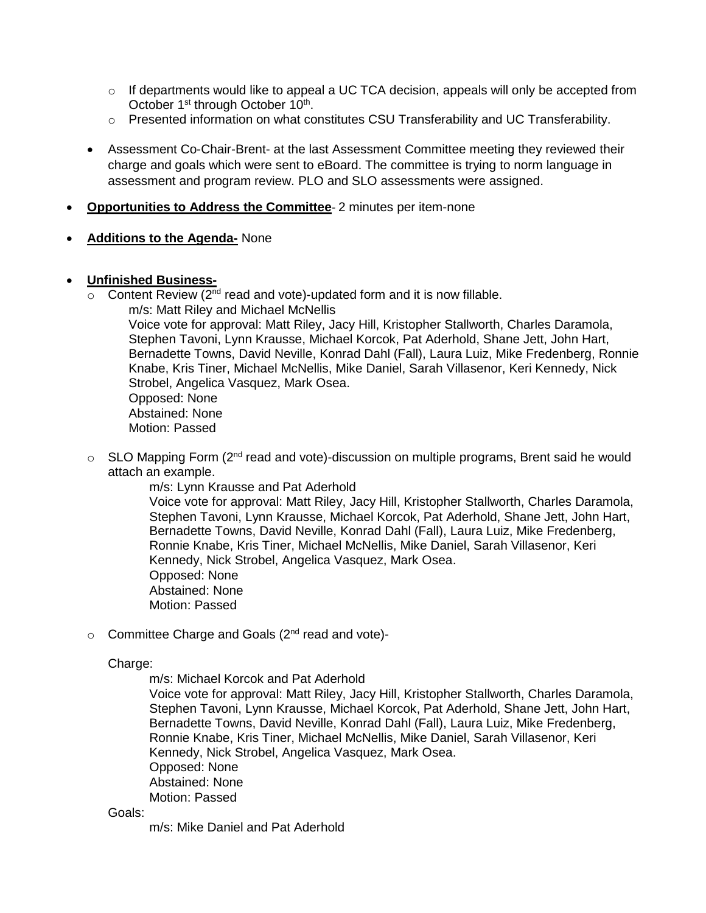- If departments would like to appeal a UC TCA decision, appeals will only be accepted from October 1st through October 10th.
   - Presented information on what constitutes CSU Transferability and UC Transferability.

- Assessment Co-Chair-Brent- at the last Assessment Committee meeting they reviewed their charge and goals which were sent to eBoard. The committee is trying to norm language in assessment and program review. PLO and SLO assessments were assigned.

- **<u>Opportunities to Address the Committee</u>**- 2 minutes per item-none

- **<u>Additions to the Agenda-</u>** None

- **<u>Unfinished Business-</u>**
   - Content Review (2nd read and vote)-updated form and it is now fillable.

      m/s: Matt Riley and Michael McNellis
      Voice vote for approval: Matt Riley, Jacy Hill, Kristopher Stallworth, Charles Daramola, Stephen Tavoni, Lynn Krausse, Michael Korcok, Pat Aderhold, Shane Jett, John Hart, Bernadette Towns, David Neville, Konrad Dahl (Fall), Laura Luiz, Mike Fredenberg, Ronnie Knabe, Kris Tiner, Michael McNellis, Mike Daniel, Sarah Villasenor, Keri Kennedy, Nick Strobel, Angelica Vasquez, Mark Osea.
      Opposed: None
      Abstained: None
      Motion: Passed

   - SLO Mapping Form (2nd read and vote)-discussion on multiple programs, Brent said he would attach an example.

      m/s: Lynn Krausse and Pat Aderhold
      Voice vote for approval: Matt Riley, Jacy Hill, Kristopher Stallworth, Charles Daramola, Stephen Tavoni, Lynn Krausse, Michael Korcok, Pat Aderhold, Shane Jett, John Hart, Bernadette Towns, David Neville, Konrad Dahl (Fall), Laura Luiz, Mike Fredenberg, Ronnie Knabe, Kris Tiner, Michael McNellis, Mike Daniel, Sarah Villasenor, Keri Kennedy, Nick Strobel, Angelica Vasquez, Mark Osea.
      Opposed: None
      Abstained: None
      Motion: Passed

   - Committee Charge and Goals (2nd read and vote)-

      Charge:

      m/s: Michael Korcok and Pat Aderhold
      Voice vote for approval: Matt Riley, Jacy Hill, Kristopher Stallworth, Charles Daramola, Stephen Tavoni, Lynn Krausse, Michael Korcok, Pat Aderhold, Shane Jett, John Hart, Bernadette Towns, David Neville, Konrad Dahl (Fall), Laura Luiz, Mike Fredenberg, Ronnie Knabe, Kris Tiner, Michael McNellis, Mike Daniel, Sarah Villasenor, Keri Kennedy, Nick Strobel, Angelica Vasquez, Mark Osea.
      Opposed: None
      Abstained: None
      Motion: Passed

      Goals:

      m/s: Mike Daniel and Pat Aderhold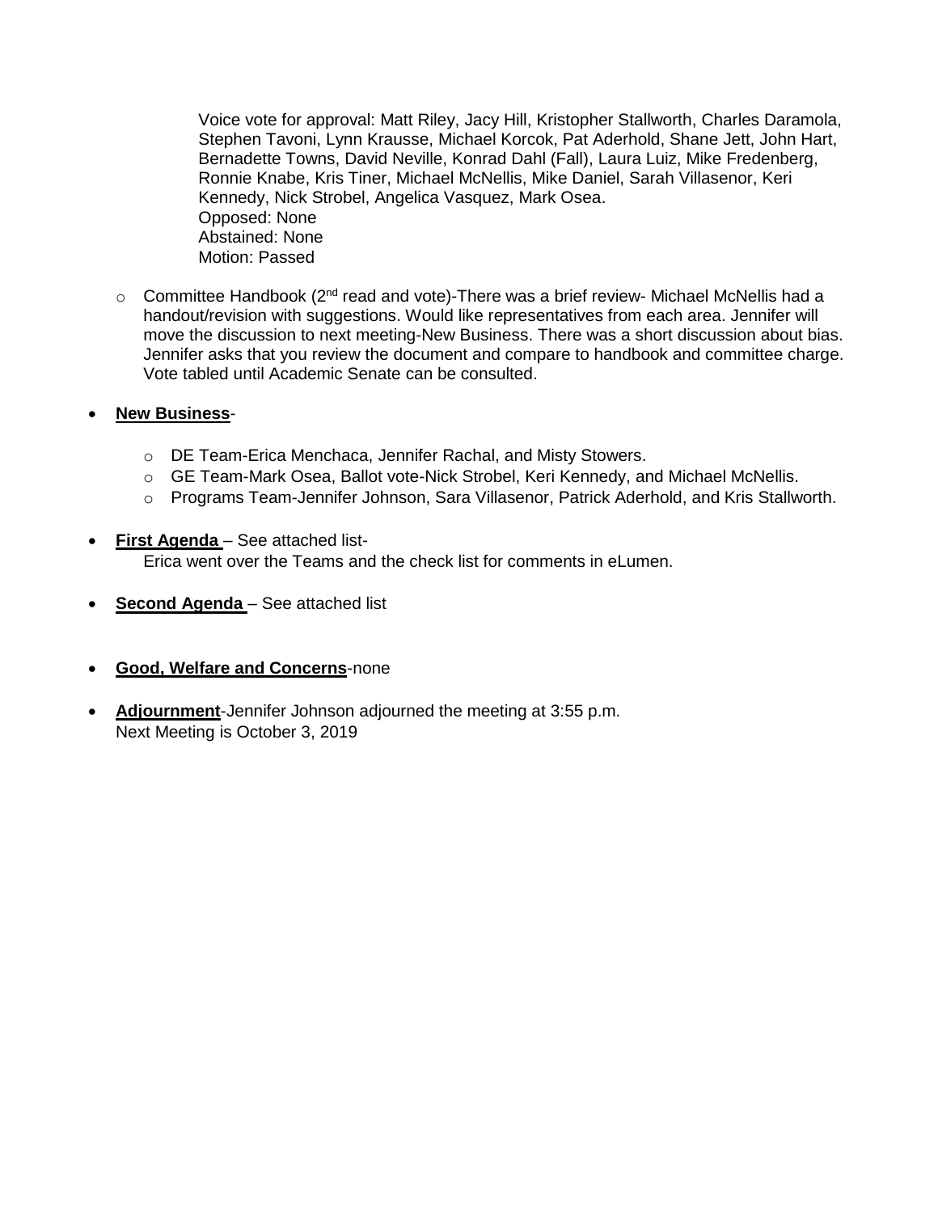Voice vote for approval: Matt Riley, Jacy Hill, Kristopher Stallworth, Charles Daramola, Stephen Tavoni, Lynn Krausse, Michael Korcok, Pat Aderhold, Shane Jett, John Hart, Bernadette Towns, David Neville, Konrad Dahl (Fall), Laura Luiz, Mike Fredenberg, Ronnie Knabe, Kris Tiner, Michael McNellis, Mike Daniel, Sarah Villasenor, Keri Kennedy, Nick Strobel, Angelica Vasquez, Mark Osea.
Opposed: None
Abstained: None
Motion: Passed

- Committee Handbook (2nd read and vote)-There was a brief review- Michael McNellis had a handout/revision with suggestions. Would like representatives from each area. Jennifer will move the discussion to next meeting-New Business. There was a short discussion about bias. Jennifer asks that you review the document and compare to handbook and committee charge. Vote tabled until Academic Senate can be consulted.

- **New Business**-
  - DE Team-Erica Menchaca, Jennifer Rachal, and Misty Stowers.
  - GE Team-Mark Osea, Ballot vote-Nick Strobel, Keri Kennedy, and Michael McNellis.
  - Programs Team-Jennifer Johnson, Sara Villasenor, Patrick Aderhold, and Kris Stallworth.

- **First Agenda** – See attached list-
  Erica went over the Teams and the check list for comments in eLumen.

- **Second Agenda** – See attached list

- **Good, Welfare and Concerns**-none

- **Adjournment**-Jennifer Johnson adjourned the meeting at 3:55 p.m.
  Next Meeting is October 3, 2019